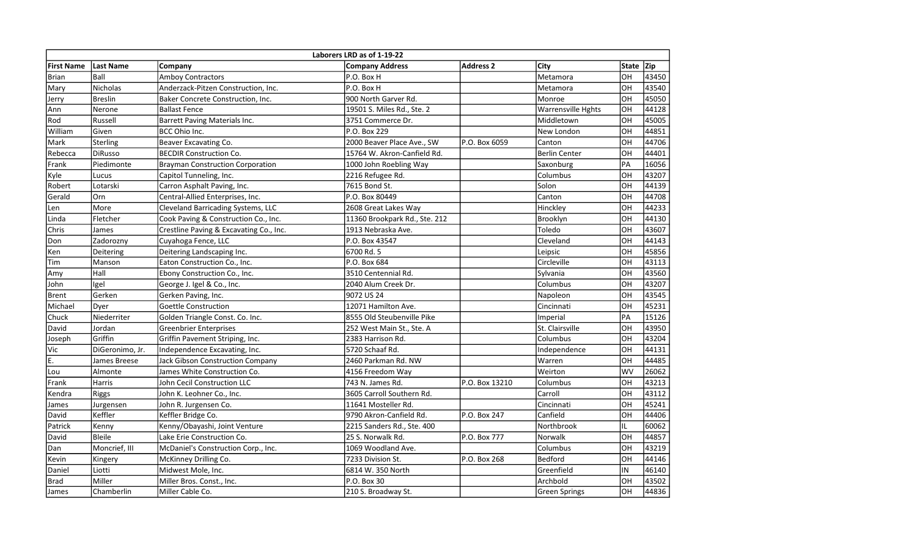| Laborers LRD as of 1-19-22 | | | | | | | |
|---|---|---|---|---|---|---|---|
| **First Name** | **Last Name** | **Company** | **Company Address** | **Address 2** | **City** | **State** | **Zip** |
| Brian | Ball | Amboy Contractors | P.O. Box H | | Metamora | OH | 43450 |
| Mary | Nicholas | Anderzack-Pitzen Construction, Inc. | P.O. Box H | | Metamora | OH | 43540 |
| Jerry | Breslin | Baker Concrete Construction, Inc. | 900 North Garver Rd. | | Monroe | OH | 45050 |
| Ann | Nerone | Ballast Fence | 19501 S. Miles Rd., Ste. 2 | | Warrensville Hghts | OH | 44128 |
| Rod | Russell | Barrett Paving Materials Inc. | 3751 Commerce Dr. | | Middletown | OH | 45005 |
| William | Given | BCC Ohio Inc. | P.O. Box 229 | | New London | OH | 44851 |
| Mark | Sterling | Beaver Excavating Co. | 2000 Beaver Place Ave., SW | P.O. Box 6059 | Canton | OH | 44706 |
| Rebecca | DiRusso | BECDIR Construction Co. | 15764 W. Akron-Canfield Rd. | | Berlin Center | OH | 44401 |
| Frank | Piedimonte | Brayman Construction Corporation | 1000 John Roebling Way | | Saxonburg | PA | 16056 |
| Kyle | Lucus | Capitol Tunneling, Inc. | 2216 Refugee Rd. | | Columbus | OH | 43207 |
| Robert | Lotarski | Carron Asphalt Paving, Inc. | 7615 Bond St. | | Solon | OH | 44139 |
| Gerald | Orn | Central-Allied Enterprises, Inc. | P.O. Box 80449 | | Canton | OH | 44708 |
| Len | More | Cleveland Barricading Systems, LLC | 2608 Great Lakes Way | | Hinckley | OH | 44233 |
| Linda | Fletcher | Cook Paving & Construction Co., Inc. | 11360 Brookpark Rd., Ste. 212 | | Brooklyn | OH | 44130 |
| Chris | James | Crestline Paving & Excavating Co., Inc. | 1913 Nebraska Ave. | | Toledo | OH | 43607 |
| Don | Zadorozny | Cuyahoga Fence, LLC | P.O. Box 43547 | | Cleveland | OH | 44143 |
| Ken | Deitering | Deitering Landscaping Inc. | 6700 Rd. 5 | | Leipsic | OH | 45856 |
| Tim | Manson | Eaton Construction Co., Inc. | P.O. Box 684 | | Circleville | OH | 43113 |
| Amy | Hall | Ebony Construction Co., Inc. | 3510 Centennial Rd. | | Sylvania | OH | 43560 |
| John | Igel | George J. Igel & Co., Inc. | 2040 Alum Creek Dr. | | Columbus | OH | 43207 |
| Brent | Gerken | Gerken Paving, Inc. | 9072 US 24 | | Napoleon | OH | 43545 |
| Michael | Dyer | Goettle Construction | 12071 Hamilton Ave. | | Cincinnati | OH | 45231 |
| Chuck | Niederriter | Golden Triangle Const. Co. Inc. | 8555 Old Steubenville Pike | | Imperial | PA | 15126 |
| David | Jordan | Greenbrier Enterprises | 252 West Main St., Ste. A | | St. Clairsville | OH | 43950 |
| Joseph | Griffin | Griffin Pavement Striping, Inc. | 2383 Harrison Rd. | | Columbus | OH | 43204 |
| Vic | DiGeronimo, Jr. | Independence Excavating, Inc. | 5720 Schaaf Rd. | | Independence | OH | 44131 |
| E. | James Breese | Jack Gibson Construction Company | 2460 Parkman Rd. NW | | Warren | OH | 44485 |
| Lou | Almonte | James White Construction Co. | 4156 Freedom Way | | Weirton | WV | 26062 |
| Frank | Harris | John Cecil Construction LLC | 743 N. James Rd. | P.O. Box 13210 | Columbus | OH | 43213 |
| Kendra | Riggs | John K. Leohner Co., Inc. | 3605 Carroll Southern Rd. | | Carroll | OH | 43112 |
| James | Jurgensen | John R. Jurgensen Co. | 11641 Mosteller Rd. | | Cincinnati | OH | 45241 |
| David | Keffler | Keffler Bridge Co. | 9790 Akron-Canfield Rd. | P.O. Box 247 | Canfield | OH | 44406 |
| Patrick | Kenny | Kenny/Obayashi, Joint Venture | 2215 Sanders Rd., Ste. 400 | | Northbrook | IL | 60062 |
| David | Bleile | Lake Erie Construction Co. | 25 S. Norwalk Rd. | P.O. Box 777 | Norwalk | OH | 44857 |
| Dan | Moncrief, III | McDaniel's Construction Corp., Inc. | 1069 Woodland Ave. | | Columbus | OH | 43219 |
| Kevin | Kingery | McKinney Drilling Co. | 7233 Division St. | P.O. Box 268 | Bedford | OH | 44146 |
| Daniel | Liotti | Midwest Mole, Inc. | 6814 W. 350 North | | Greenfield | IN | 46140 |
| Brad | Miller | Miller Bros. Const., Inc. | P.O. Box 30 | | Archbold | OH | 43502 |
| James | Chamberlin | Miller Cable Co. | 210 S. Broadway St. | | Green Springs | OH | 44836 |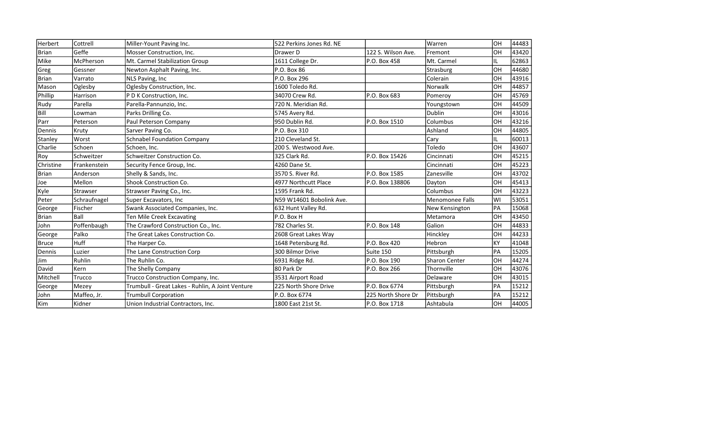| | | | | | | | |
|---|---|---|---|---|---|---|---|
| Herbert | Cottrell | Miller-Yount Paving Inc. | 522 Perkins Jones Rd. NE | | Warren | OH | 44483 |
| Brian | Geffe | Mosser Construction, Inc. | Drawer D | 122 S. Wilson Ave. | Fremont | OH | 43420 |
| Mike | McPherson | Mt. Carmel Stabilization Group | 1611 College Dr. | P.O. Box 458 | Mt. Carmel | IL | 62863 |
| Greg | Gessner | Newton Asphalt Paving, Inc. | P.O. Box 86 | | Strasburg | OH | 44680 |
| Brian | Varrato | NLS Paving, Inc | P.O. Box 296 | | Colerain | OH | 43916 |
| Mason | Oglesby | Oglesby Construction, Inc. | 1600 Toledo Rd. | | Norwalk | OH | 44857 |
| Phillip | Harrison | P D K Construction, Inc. | 34070 Crew Rd. | P.O. Box 683 | Pomeroy | OH | 45769 |
| Rudy | Parella | Parella-Pannunzio, Inc. | 720 N. Meridian Rd. | | Youngstown | OH | 44509 |
| Bill | Lowman | Parks Drilling Co. | 5745 Avery Rd. | | Dublin | OH | 43016 |
| Parr | Peterson | Paul Peterson Company | 950 Dublin Rd. | P.O. Box 1510 | Columbus | OH | 43216 |
| Dennis | Kruty | Sarver Paving Co. | P.O. Box 310 | | Ashland | OH | 44805 |
| Stanley | Worst | Schnabel Foundation Company | 210 Cleveland St. | | Cary | IL | 60013 |
| Charlie | Schoen | Schoen, Inc. | 200 S. Westwood Ave. | | Toledo | OH | 43607 |
| Roy | Schweitzer | Schweitzer Construction Co. | 325 Clark Rd. | P.O. Box 15426 | Cincinnati | OH | 45215 |
| Christine | Frankenstein | Security Fence Group, Inc. | 4260 Dane St. | | Cincinnati | OH | 45223 |
| Brian | Anderson | Shelly & Sands, Inc. | 3570 S. River Rd. | P.O. Box 1585 | Zanesville | OH | 43702 |
| Joe | Mellon | Shook Construction Co. | 4977 Northcutt Place | P.O. Box 138806 | Dayton | OH | 45413 |
| Kyle | Strawser | Strawser Paving Co., Inc. | 1595 Frank Rd. | | Columbus | OH | 43223 |
| Peter | Schraufnagel | Super Excavators, Inc | N59 W14601 Bobolink Ave. | | Menomonee Falls | WI | 53051 |
| George | Fischer | Swank Associated Companies, Inc. | 632 Hunt Valley Rd. | | New Kensington | PA | 15068 |
| Brian | Ball | Ten Mile Creek Excavating | P.O. Box H | | Metamora | OH | 43450 |
| John | Poffenbaugh | The Crawford Construction Co., Inc. | 782 Charles St. | P.O. Box 148 | Galion | OH | 44833 |
| George | Palko | The Great Lakes Construction Co. | 2608 Great Lakes Way | | Hinckley | OH | 44233 |
| Bruce | Huff | The Harper Co. | 1648 Petersburg Rd. | P.O. Box 420 | Hebron | KY | 41048 |
| Dennis | Luzier | The Lane Construction Corp | 300 Bilmor Drive | Suite 150 | Pittsburgh | PA | 15205 |
| Jim | Ruhlin | The Ruhlin Co. | 6931 Ridge Rd. | P.O. Box 190 | Sharon Center | OH | 44274 |
| David | Kern | The Shelly Company | 80 Park Dr | P.O. Box 266 | Thornville | OH | 43076 |
| Mitchell | Trucco | Trucco Construction Company, Inc. | 3531 Airport Road | | Delaware | OH | 43015 |
| George | Mezey | Trumbull - Great Lakes - Ruhlin, A Joint Venture | 225 North Shore Drive | P.O. Box 6774 | Pittsburgh | PA | 15212 |
| John | Maffeo, Jr. | Trumbull Corporation | P.O. Box 6774 | 225 North Shore Dr | Pittsburgh | PA | 15212 |
| Kim | Kidner | Union Industrial Contractors, Inc. | 1800 East 21st St. | P.O. Box 1718 | Ashtabula | OH | 44005 |